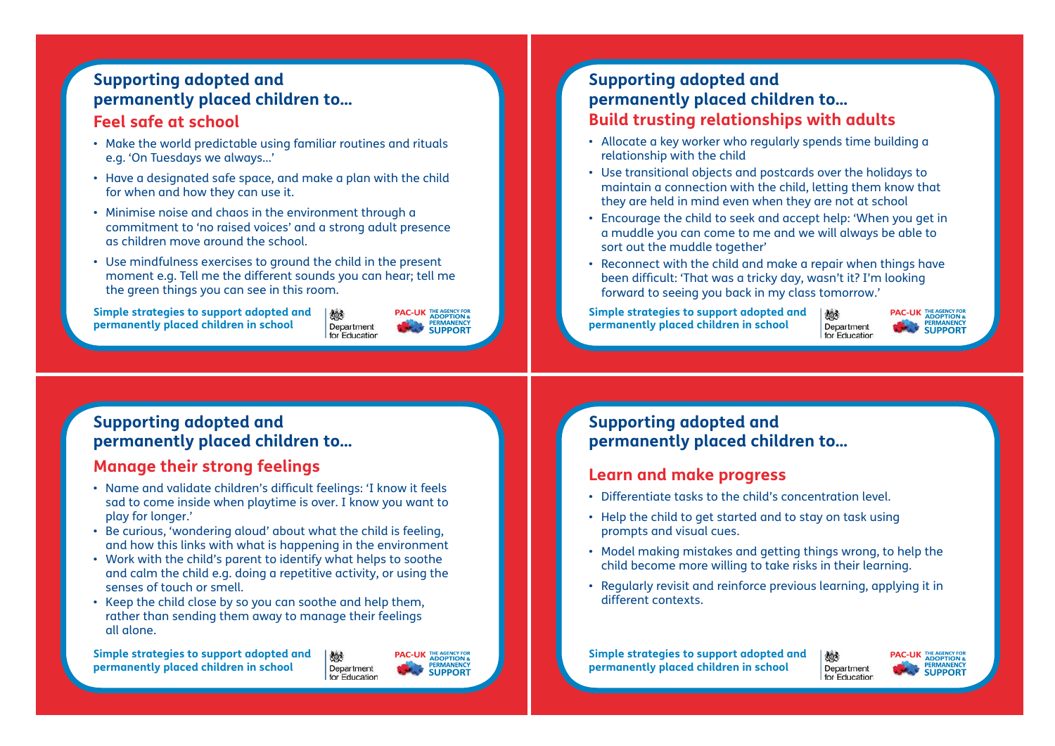## Supporting adopted and permanently placed children to...

### Feel safe at school

- Make the world predictable using familiar routines and rituals e.g. 'On Tuesdays we always...'
- Have a designated safe space, and make a plan with the child for when and how they can use it.
- Minimise noise and chaos in the environment through a commitment to 'no raised voices' and a strong adult presence as children move around the school.
- Use mindfulness exercises to ground the child in the present moment e.g. Tell me the different sounds you can hear; tell me the green things you can see in this room.

**Simple strategies to support adopted and permanently placed children in school**

Department for Education | PAC-UK THE AGENCY FOR ADOPTION & PERMANENCY SUPPORT

## Supporting adopted and permanently placed children to...

### Build trusting relationships with adults

- Allocate a key worker who regularly spends time building a relationship with the child
- Use transitional objects and postcards over the holidays to maintain a connection with the child, letting them know that they are held in mind even when they are not at school
- Encourage the child to seek and accept help: 'When you get in a muddle you can come to me and we will always be able to sort out the muddle together'
- Reconnect with the child and make a repair when things have been difficult: 'That was a tricky day, wasn't it? I'm looking forward to seeing you back in my class tomorrow.'

**Simple strategies to support adopted and permanently placed children in school**

Department for Education | PAC-UK THE AGENCY FOR ADOPTION & PERMANENCY SUPPORT

## Supporting adopted and permanently placed children to...

### Manage their strong feelings

- Name and validate children's difficult feelings: 'I know it feels sad to come inside when playtime is over. I know you want to play for longer.'
- Be curious, 'wondering aloud' about what the child is feeling, and how this links with what is happening in the environment
- Work with the child's parent to identify what helps to soothe and calm the child e.g. doing a repetitive activity, or using the senses of touch or smell.
- Keep the child close by so you can soothe and help them, rather than sending them away to manage their feelings all alone.

**Simple strategies to support adopted and permanently placed children in school**

Department for Education | PAC-UK THE AGENCY FOR ADOPTION & PERMANENCY SUPPORT

## Supporting adopted and permanently placed children to...

### Learn and make progress

- Differentiate tasks to the child's concentration level.
- Help the child to get started and to stay on task using prompts and visual cues.
- Model making mistakes and getting things wrong, to help the child become more willing to take risks in their learning.
- Regularly revisit and reinforce previous learning, applying it in different contexts.

**Simple strategies to support adopted and permanently placed children in school**

Department for Education | PAC-UK THE AGENCY FOR ADOPTION & PERMANENCY SUPPORT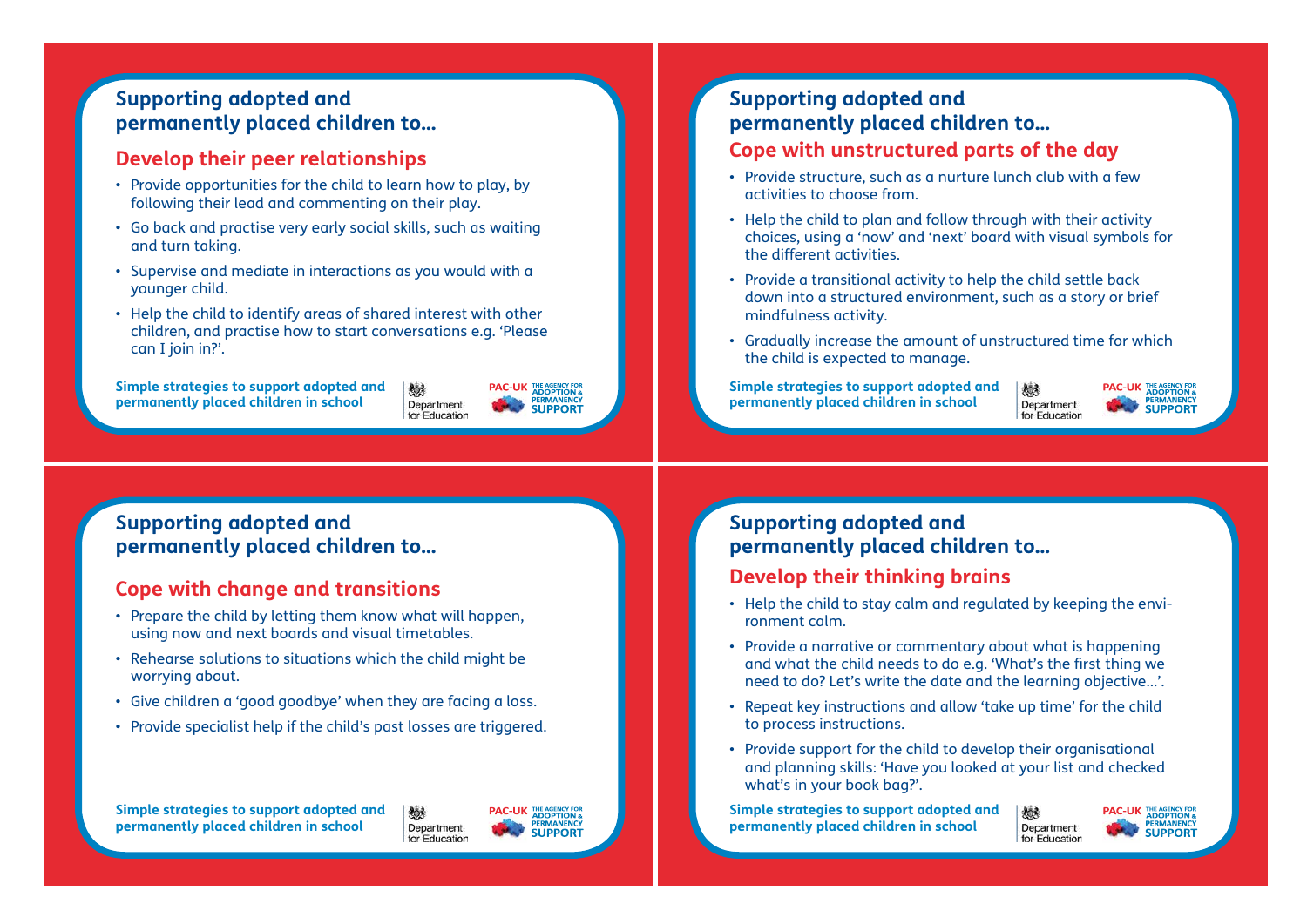## Supporting adopted and permanently placed children to…

### Develop their peer relationships

- Provide opportunities for the child to learn how to play, by following their lead and commenting on their play.
- Go back and practise very early social skills, such as waiting and turn taking.
- Supervise and mediate in interactions as you would with a younger child.
- Help the child to identify areas of shared interest with other children, and practise how to start conversations e.g. 'Please can I join in?'.

**Simple strategies to support adopted and permanently placed children in school**

Department for Education

PAC-UK THE AGENCY FOR ADOPTION & PERMANENCY SUPPORT

## Supporting adopted and permanently placed children to…

### Cope with unstructured parts of the day

- Provide structure, such as a nurture lunch club with a few activities to choose from.
- Help the child to plan and follow through with their activity choices, using a 'now' and 'next' board with visual symbols for the different activities.
- Provide a transitional activity to help the child settle back down into a structured environment, such as a story or brief mindfulness activity.
- Gradually increase the amount of unstructured time for which the child is expected to manage.

**Simple strategies to support adopted and permanently placed children in school**

Department for Education

PAC-UK THE AGENCY FOR ADOPTION & PERMANENCY SUPPORT

## Supporting adopted and permanently placed children to…

### Cope with change and transitions

- Prepare the child by letting them know what will happen, using now and next boards and visual timetables.
- Rehearse solutions to situations which the child might be worrying about.
- Give children a 'good goodbye' when they are facing a loss.
- Provide specialist help if the child's past losses are triggered.

**Simple strategies to support adopted and permanently placed children in school**

Department for Education

PAC-UK THE AGENCY FOR ADOPTION & PERMANENCY SUPPORT

## Supporting adopted and permanently placed children to…

### Develop their thinking brains

- Help the child to stay calm and regulated by keeping the environment calm.
- Provide a narrative or commentary about what is happening and what the child needs to do e.g. 'What's the first thing we need to do? Let's write the date and the learning objective…'.
- Repeat key instructions and allow 'take up time' for the child to process instructions.
- Provide support for the child to develop their organisational and planning skills: 'Have you looked at your list and checked what's in your book bag?'.

**Simple strategies to support adopted and permanently placed children in school**

Department for Education

PAC-UK THE AGENCY FOR ADOPTION & PERMANENCY SUPPORT